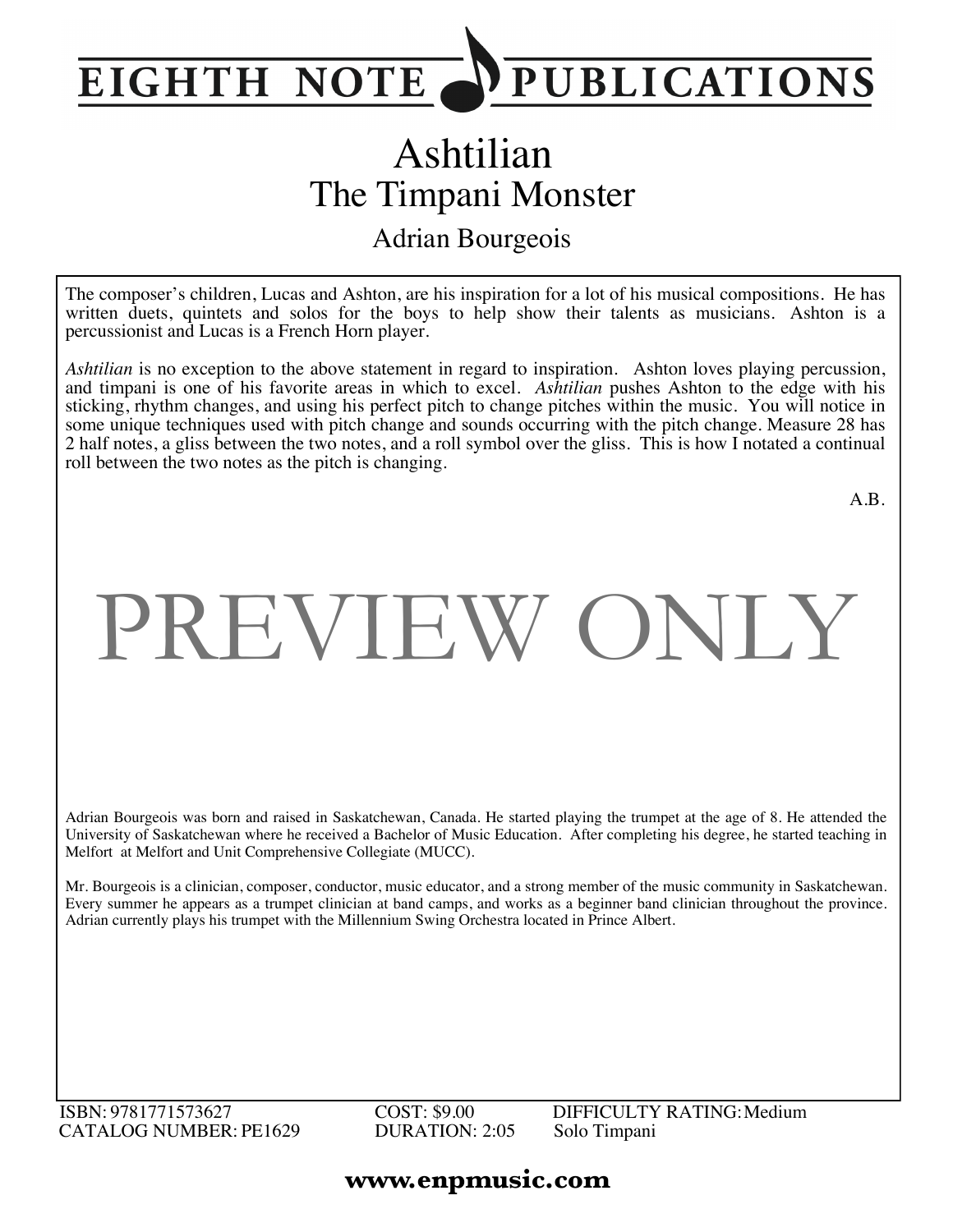# EIGHTH NOTE PUBLICATIONS

# Ashtilian
## The Timpani Monster

### Adrian Bourgeois

The composer's children, Lucas and Ashton, are his inspiration for a lot of his musical compositions. He has written duets, quintets and solos for the boys to help show their talents as musicians. Ashton is a percussionist and Lucas is a French Horn player.

*Ashtilian* is no exception to the above statement in regard to inspiration. Ashton loves playing percussion, and timpani is one of his favorite areas in which to excel. *Ashtilian* pushes Ashton to the edge with his sticking, rhythm changes, and using his perfect pitch to change pitches within the music. You will notice in some unique techniques used with pitch change and sounds occurring with the pitch change. Measure 28 has 2 half notes, a gliss between the two notes, and a roll symbol over the gliss. This is how I notated a continual roll between the two notes as the pitch is changing.

A.B.

PREVIEW ONLY

Adrian Bourgeois was born and raised in Saskatchewan, Canada. He started playing the trumpet at the age of 8. He attended the University of Saskatchewan where he received a Bachelor of Music Education. After completing his degree, he started teaching in Melfort at Melfort and Unit Comprehensive Collegiate (MUCC).

Mr. Bourgeois is a clinician, composer, conductor, music educator, and a strong member of the music community in Saskatchewan. Every summer he appears as a trumpet clinician at band camps, and works as a beginner band clinician throughout the province. Adrian currently plays his trumpet with the Millennium Swing Orchestra located in Prince Albert.

ISBN: 9781771573627
CATALOG NUMBER: PE1629

COST: $9.00
DURATION: 2:05

DIFFICULTY RATING: Medium
Solo Timpani

**www.enpmusic.com**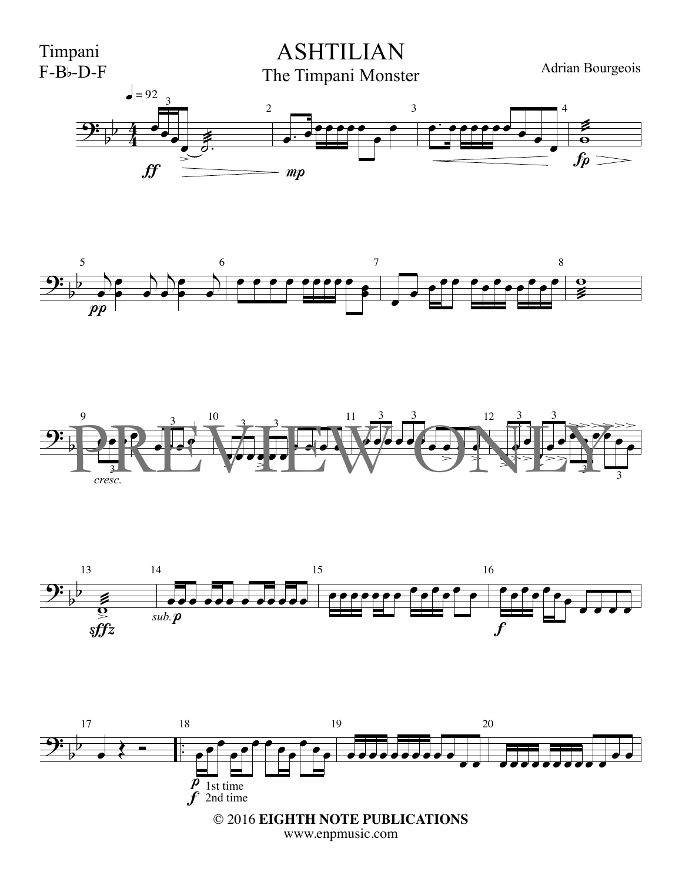Timpani
F-B♭-D-F

# ASHTILIAN

## The Timpani Monster

Adrian Bourgeois

PREVIEW ONLY

© 2016 **EIGHTH NOTE PUBLICATIONS**
www.enpmusic.com